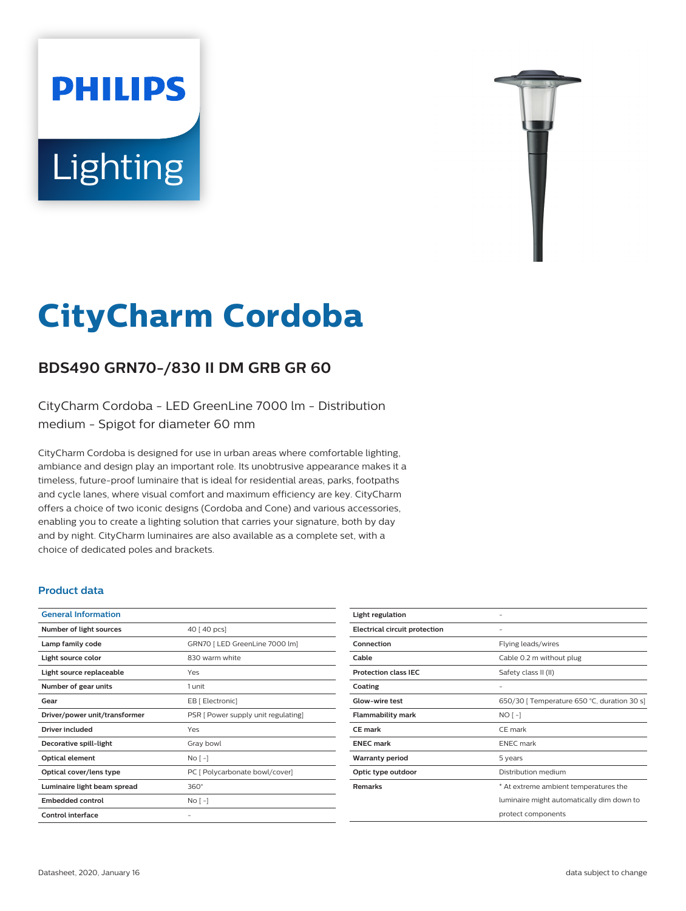# CityCharm Cordoba

## BDS490 GRN70-/830 II DM GRB GR 60

CityCharm Cordoba - LED GreenLine 7000 lm - Distribution medium - Spigot for diameter 60 mm

CityCharm Cordoba is designed for use in urban areas where comfortable lighting, ambiance and design play an important role. Its unobtrusive appearance makes it a timeless, future-proof luminaire that is ideal for residential areas, parks, footpaths and cycle lanes, where visual comfort and maximum efficiency are key. CityCharm offers a choice of two iconic designs (Cordoba and Cone) and various accessories, enabling you to create a lighting solution that carries your signature, both by day and by night. CityCharm luminaires are also available as a complete set, with a choice of dedicated poles and brackets.

### Product data

| General Information | |
|---|---|
| **Number of light sources** | 40 [ 40 pcs] |
| **Lamp family code** | GRN70 [ LED GreenLine 7000 lm] |
| **Light source color** | 830 warm white |
| **Light source replaceable** | Yes |
| **Number of gear units** | 1 unit |
| **Gear** | EB [ Electronic] |
| **Driver/power unit/transformer** | PSR [ Power supply unit regulating] |
| **Driver included** | Yes |
| **Decorative spill-light** | Gray bowl |
| **Optical element** | No [ -] |
| **Optical cover/lens type** | PC [ Polycarbonate bowl/cover] |
| **Luminaire light beam spread** | 360° |
| **Embedded control** | No [ -] |
| **Control interface** | - |
| **Light regulation** | - |
| **Electrical circuit protection** | - |
| **Connection** | Flying leads/wires |
| **Cable** | Cable 0.2 m without plug |
| **Protection class IEC** | Safety class II (II) |
| **Coating** | - |
| **Glow-wire test** | 650/30 [ Temperature 650 °C, duration 30 s] |
| **Flammability mark** | NO [ -] |
| **CE mark** | CE mark |
| **ENEC mark** | ENEC mark |
| **Warranty period** | 5 years |
| **Optic type outdoor** | Distribution medium |
| **Remarks** | * At extreme ambient temperatures the luminaire might automatically dim down to protect components |

Datasheet, 2020, January 16

data subject to change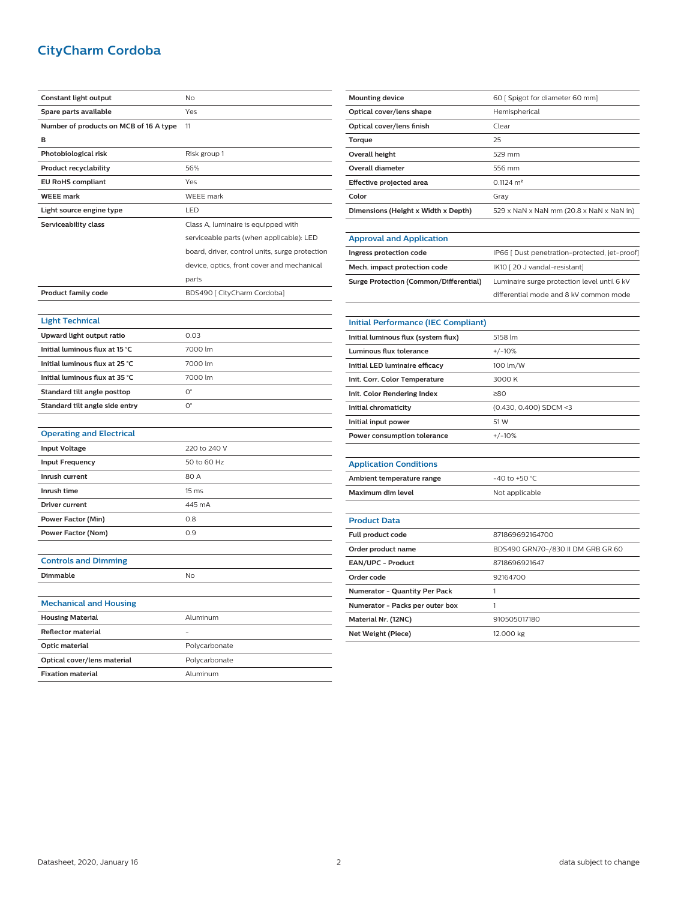# CityCharm Cordoba

| | |
|---|---|
| **Constant light output** | No |
| **Spare parts available** | Yes |
| **Number of products on MCB of 16 A type B** | 11 |
| **Photobiological risk** | Risk group 1 |
| **Product recyclability** | 56% |
| **EU RoHS compliant** | Yes |
| **WEEE mark** | WEEE mark |
| **Light source engine type** | LED |
| **Serviceability class** | Class A, luminaire is equipped with serviceable parts (when applicable): LED board, driver, control units, surge protection device, optics, front cover and mechanical parts |
| **Product family code** | BDS490 [ CityCharm Cordoba] |

## Light Technical

| | |
|---|---|
| **Upward light output ratio** | 0.03 |
| **Initial luminous flux at 15 °C** | 7000 lm |
| **Initial luminous flux at 25 °C** | 7000 lm |
| **Initial luminous flux at 35 °C** | 7000 lm |
| **Standard tilt angle posttop** | 0° |
| **Standard tilt angle side entry** | 0° |

## Operating and Electrical

| | |
|---|---|
| **Input Voltage** | 220 to 240 V |
| **Input Frequency** | 50 to 60 Hz |
| **Inrush current** | 80 A |
| **Inrush time** | 15 ms |
| **Driver current** | 445 mA |
| **Power Factor (Min)** | 0.8 |
| **Power Factor (Nom)** | 0.9 |

## Controls and Dimming

| | |
|---|---|
| **Dimmable** | No |

## Mechanical and Housing

| | |
|---|---|
| **Housing Material** | Aluminum |
| **Reflector material** | - |
| **Optic material** | Polycarbonate |
| **Optical cover/lens material** | Polycarbonate |
| **Fixation material** | Aluminum |
| **Mounting device** | 60 [ Spigot for diameter 60 mm] |
| **Optical cover/lens shape** | Hemispherical |
| **Optical cover/lens finish** | Clear |
| **Torque** | 25 |
| **Overall height** | 529 mm |
| **Overall diameter** | 556 mm |
| **Effective projected area** | 0.1124 m² |
| **Color** | Gray |
| **Dimensions (Height x Width x Depth)** | 529 x NaN x NaN mm (20.8 x NaN x NaN in) |

## Approval and Application

| | |
|---|---|
| **Ingress protection code** | IP66 [ Dust penetration-protected, jet-proof] |
| **Mech. impact protection code** | IK10 [ 20 J vandal-resistant] |
| **Surge Protection (Common/Differential)** | Luminaire surge protection level until 6 kV differential mode and 8 kV common mode |

## Initial Performance (IEC Compliant)

| | |
|---|---|
| **Initial luminous flux (system flux)** | 5158 lm |
| **Luminous flux tolerance** | +/-10% |
| **Initial LED luminaire efficacy** | 100 lm/W |
| **Init. Corr. Color Temperature** | 3000 K |
| **Init. Color Rendering Index** | ≥80 |
| **Initial chromaticity** | (0.430, 0.400) SDCM <3 |
| **Initial input power** | 51 W |
| **Power consumption tolerance** | +/-10% |

## Application Conditions

| | |
|---|---|
| **Ambient temperature range** | -40 to +50 °C |
| **Maximum dim level** | Not applicable |

## Product Data

| | |
|---|---|
| **Full product code** | 871869692164700 |
| **Order product name** | BDS490 GRN70-/830 II DM GRB GR 60 |
| **EAN/UPC - Product** | 8718696921647 |
| **Order code** | 92164700 |
| **Numerator - Quantity Per Pack** | 1 |
| **Numerator - Packs per outer box** | 1 |
| **Material Nr. (12NC)** | 910505017180 |
| **Net Weight (Piece)** | 12.000 kg |

Datasheet, 2020, January 16 — data subject to change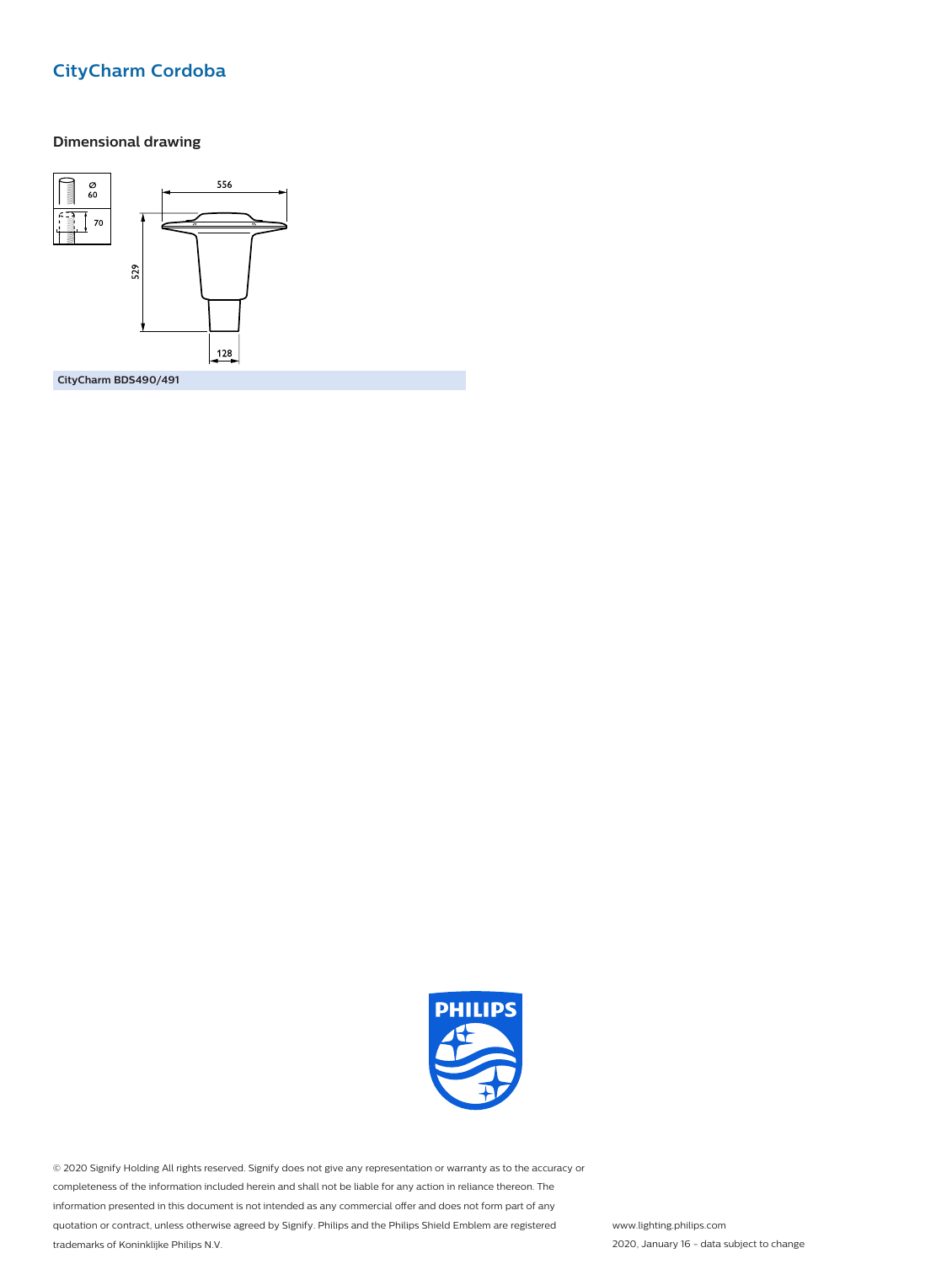## CityCharm Cordoba

### Dimensional drawing

Ø 60

70

556

529

128

**CityCharm BDS490/491**

© 2020 Signify Holding All rights reserved. Signify does not give any representation or warranty as to the accuracy or completeness of the information included herein and shall not be liable for any action in reliance thereon. The information presented in this document is not intended as any commercial offer and does not form part of any quotation or contract, unless otherwise agreed by Signify. Philips and the Philips Shield Emblem are registered trademarks of Koninklijke Philips N.V.

www.lighting.philips.com

2020, January 16 - data subject to change